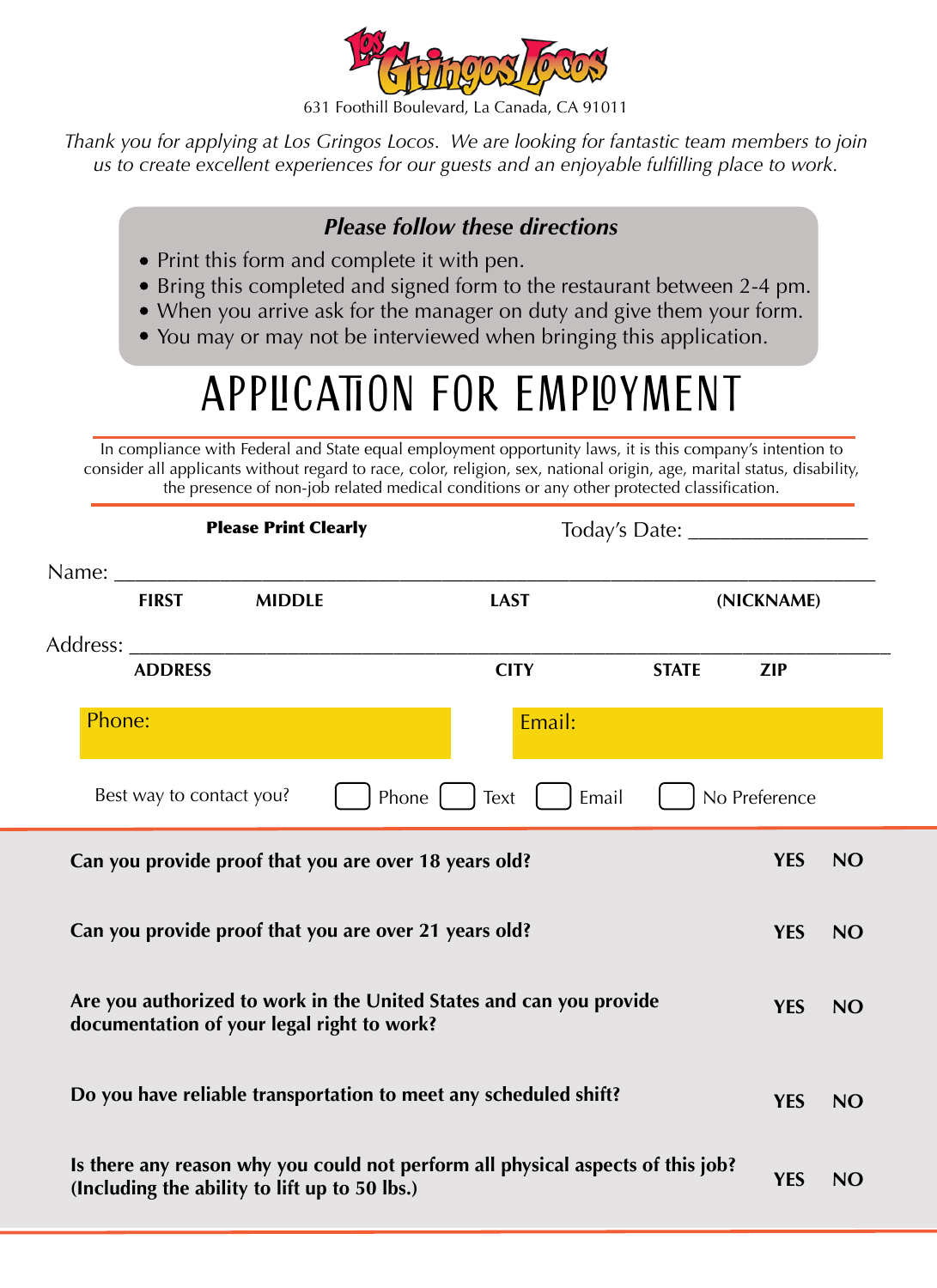# Los Gringos Locos

631 Foothill Boulevard, La Canada, CA 91011

*Thank you for applying at Los Gringos Locos. We are looking for fantastic team members to join us to create excellent experiences for our guests and an enjoyable fulfilling place to work.*

***Please follow these directions***

- Print this form and complete it with pen.
- Bring this completed and signed form to the restaurant between 2-4 pm.
- When you arrive ask for the manager on duty and give them your form.
- You may or may not be interviewed when bringing this application.

# APPLICATION FOR EMPLOYMENT

In compliance with Federal and State equal employment opportunity laws, it is this company's intention to consider all applicants without regard to race, color, religion, sex, national origin, age, marital status, disability, the presence of non-job related medical conditions or any other protected classification.

**Please Print Clearly** Today's Date: ________________

Name: ______________________________________________________________

**FIRST** **MIDDLE** **LAST** **(NICKNAME)**

Address: ______________________________________________________________

**ADDRESS** **CITY** **STATE** **ZIP**

Phone: Email:

Best way to contact you? ☐ Phone ☐ Text ☐ Email ☐ No Preference

| | | |
|---|---|---|
| **Can you provide proof that you are over 18 years old?** | **YES** | **NO** |
| **Can you provide proof that you are over 21 years old?** | **YES** | **NO** |
| **Are you authorized to work in the United States and can you provide documentation of your legal right to work?** | **YES** | **NO** |
| **Do you have reliable transportation to meet any scheduled shift?** | **YES** | **NO** |
| **Is there any reason why you could not perform all physical aspects of this job? (Including the ability to lift up to 50 lbs.)** | **YES** | **NO** |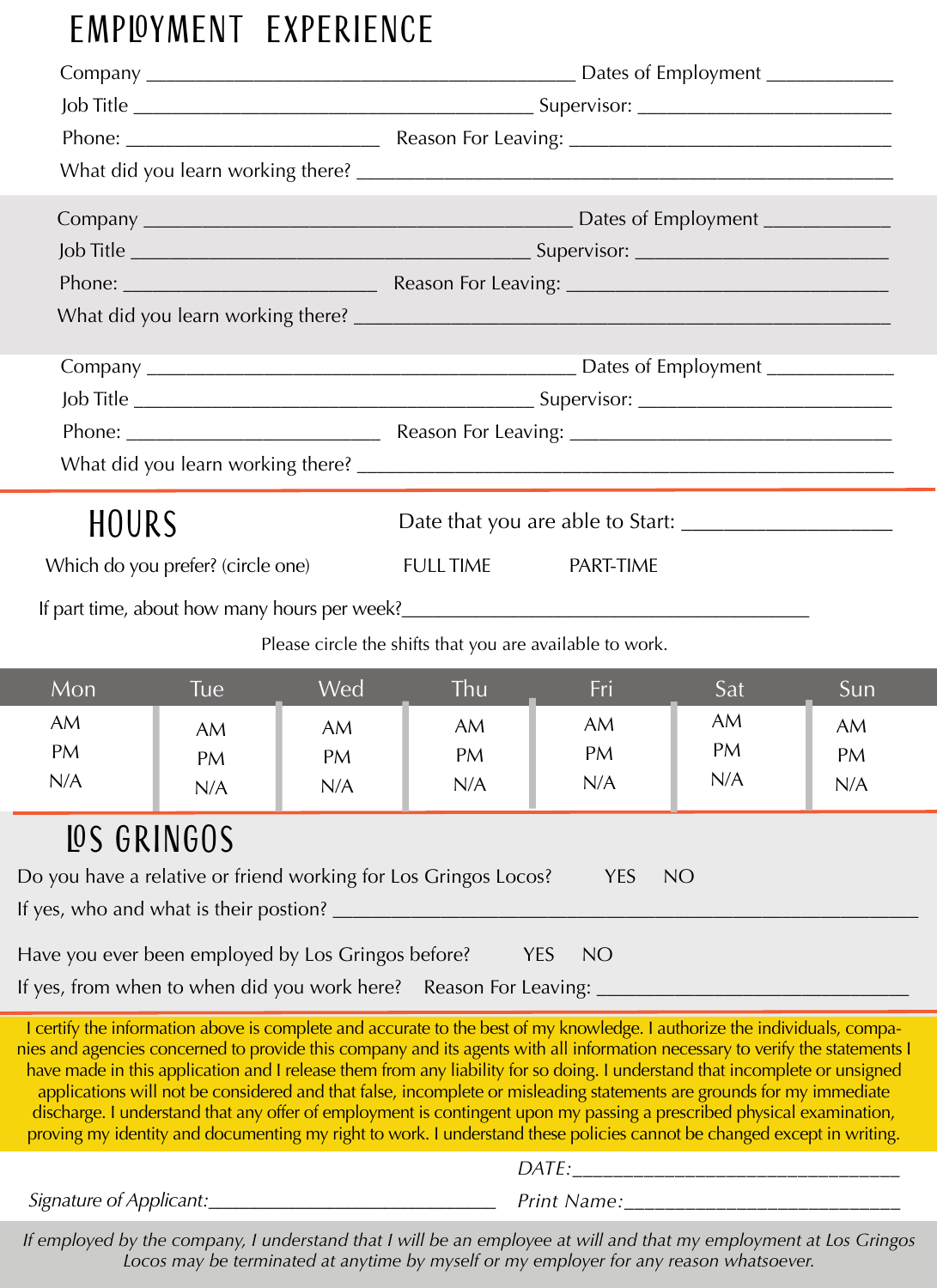## EMPLOYMENT EXPERIENCE

Company ________________________________________ Dates of Employment ___________

Job Title ______________________________________ Supervisor: ______________________

Phone: ______________________ Reason For Leaving: ______________________________

What did you learn working there? ______________________________________________

Company ________________________________________ Dates of Employment ___________

Job Title ______________________________________ Supervisor: ______________________

Phone: ______________________ Reason For Leaving: ______________________________

What did you learn working there? ______________________________________________

Company ________________________________________ Dates of Employment ___________

Job Title ______________________________________ Supervisor: ______________________

Phone: ______________________ Reason For Leaving: ______________________________

What did you learn working there? ______________________________________________

## HOURS

Date that you are able to Start: __________________

Which do you prefer? (circle one) FULL TIME PART-TIME

If part time, about how many hours per week?_____________________________________

Please circle the shifts that you are available to work.

| Mon | Tue | Wed | Thu | Fri | Sat | Sun |
|---|---|---|---|---|---|---|
| AM | AM | AM | AM | AM | AM | AM |
| PM | PM | PM | PM | PM | PM | PM |
| N/A | N/A | N/A | N/A | N/A | N/A | N/A |

## LOS GRINGOS

Do you have a relative or friend working for Los Gringos Locos? YES NO

If yes, who and what is their postion? ___________________________________________________

Have you ever been employed by Los Gringos before? YES NO

If yes, from when to when did you work here? Reason For Leaving: ____________________________

I certify the information above is complete and accurate to the best of my knowledge. I authorize the individuals, companies and agencies concerned to provide this company and its agents with all information necessary to verify the statements I have made in this application and I release them from any liability for so doing. I understand that incomplete or unsigned applications will not be considered and that false, incomplete or misleading statements are grounds for my immediate discharge. I understand that any offer of employment is contingent upon my passing a prescribed physical examination, proving my identity and documenting my right to work. I understand these policies cannot be changed except in writing.

*DATE:*_______________________________

*Signature of Applicant:*___________________________ *Print Name:*___________________________

*If employed by the company, I understand that I will be an employee at will and that my employment at Los Gringos Locos may be terminated at anytime by myself or my employer for any reason whatsoever.*